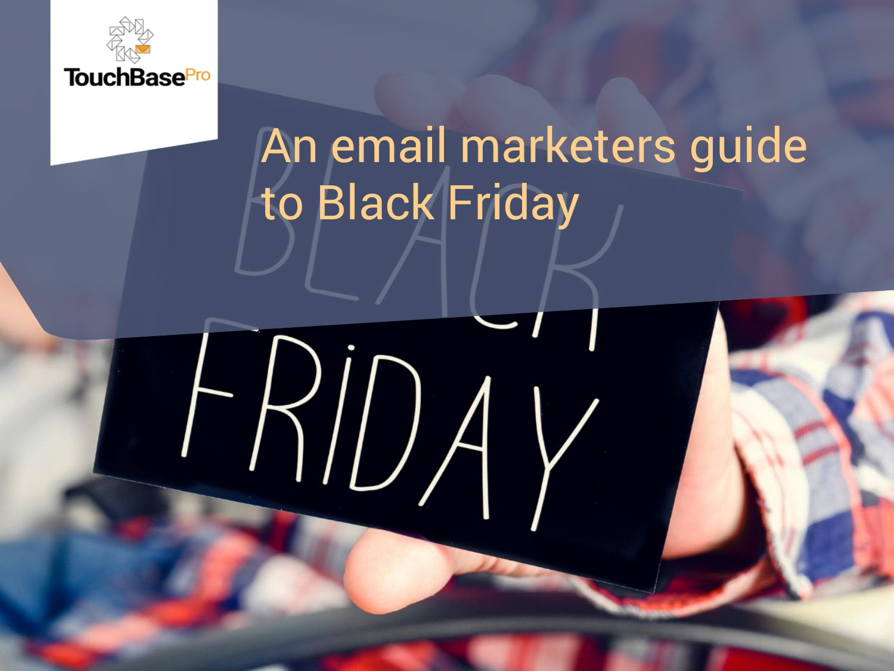TouchBasePro

# An email marketers guide to Black Friday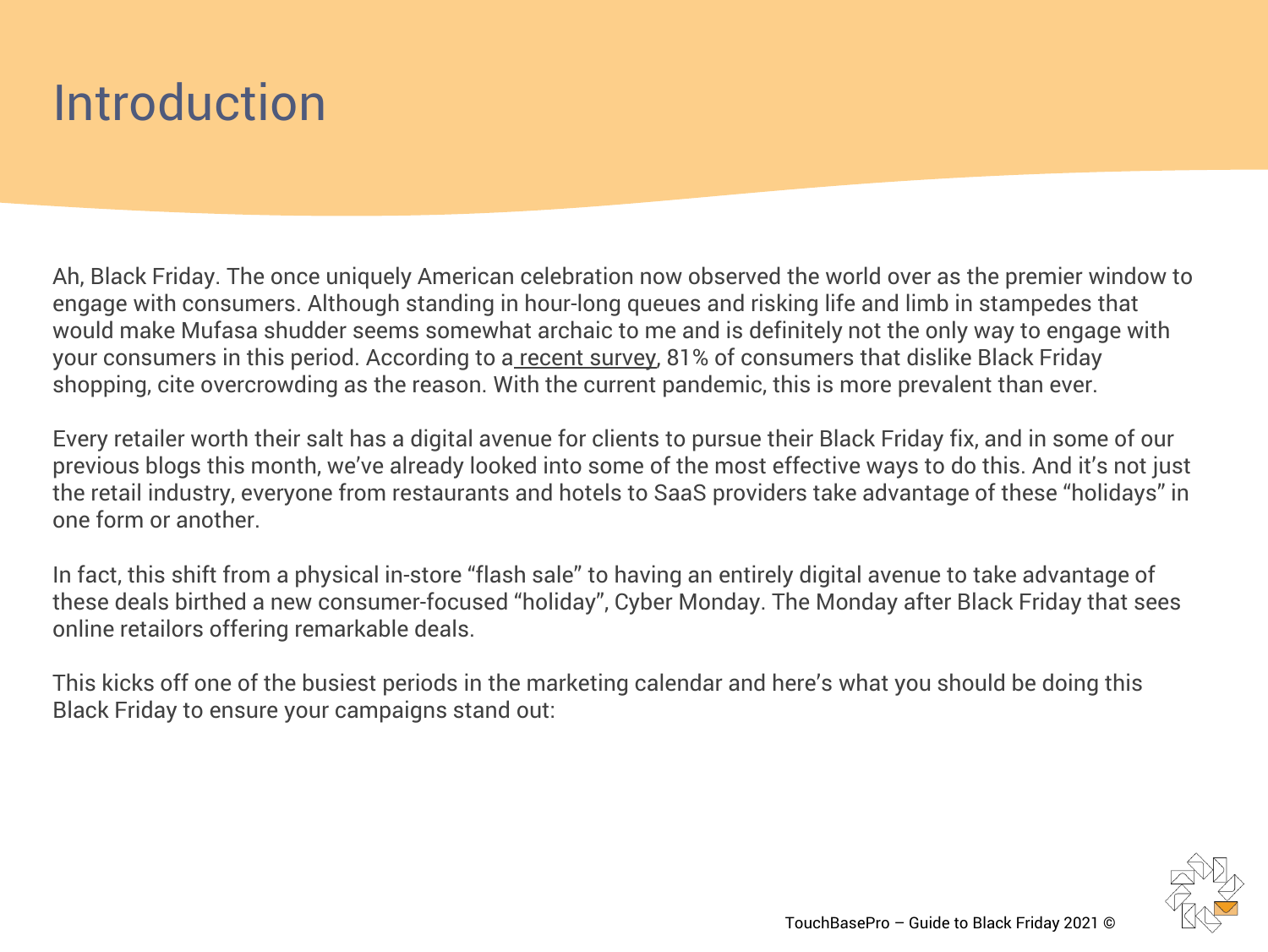# Introduction

Ah, Black Friday. The once uniquely American celebration now observed the world over as the premier window to engage with consumers. Although standing in hour-long queues and risking life and limb in stampedes that would make Mufasa shudder seems somewhat archaic to me and is definitely not the only way to engage with your consumers in this period. According to a recent survey, 81% of consumers that dislike Black Friday shopping, cite overcrowding as the reason. With the current pandemic, this is more prevalent than ever.

Every retailer worth their salt has a digital avenue for clients to pursue their Black Friday fix, and in some of our previous blogs this month, we've already looked into some of the most effective ways to do this. And it's not just the retail industry, everyone from restaurants and hotels to SaaS providers take advantage of these "holidays" in one form or another.

In fact, this shift from a physical in-store "flash sale" to having an entirely digital avenue to take advantage of these deals birthed a new consumer-focused "holiday", Cyber Monday. The Monday after Black Friday that sees online retailors offering remarkable deals.

This kicks off one of the busiest periods in the marketing calendar and here's what you should be doing this Black Friday to ensure your campaigns stand out: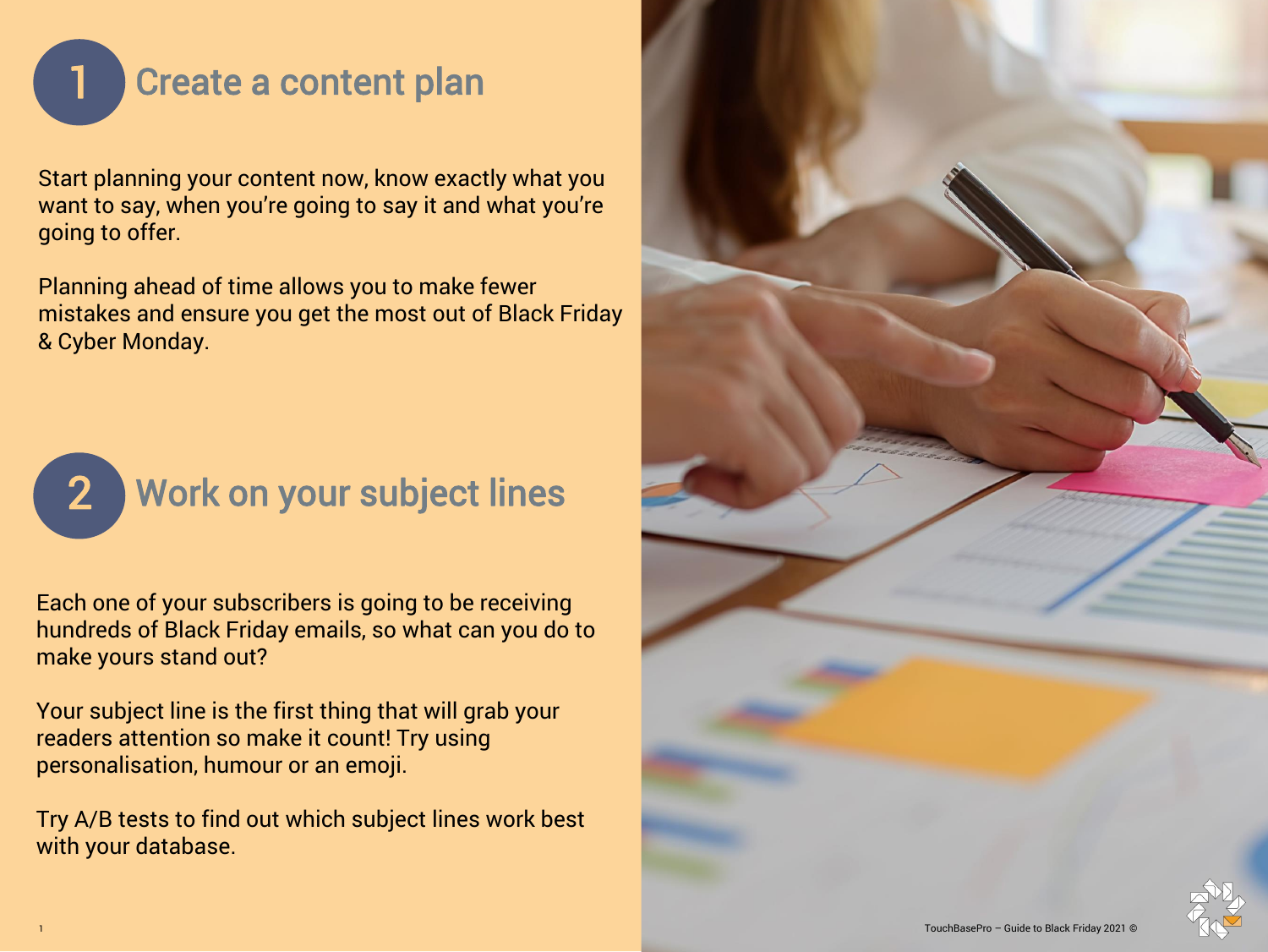## 1 Create a content plan

Start planning your content now, know exactly what you want to say, when you're going to say it and what you're going to offer.

Planning ahead of time allows you to make fewer mistakes and ensure you get the most out of Black Friday & Cyber Monday.

## 2 Work on your subject lines

Each one of your subscribers is going to be receiving hundreds of Black Friday emails, so what can you do to make yours stand out?

Your subject line is the first thing that will grab your readers attention so make it count! Try using personalisation, humour or an emoji.

Try A/B tests to find out which subject lines work best with your database.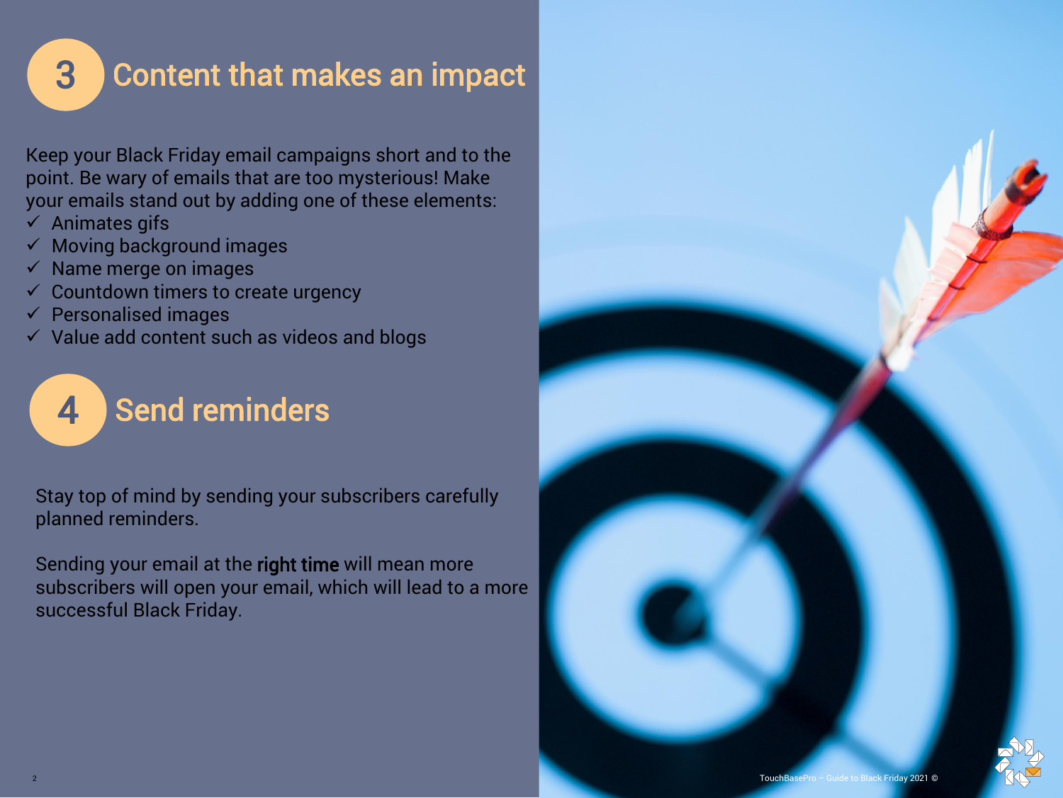## 3 Content that makes an impact

Keep your Black Friday email campaigns short and to the point. Be wary of emails that are too mysterious! Make your emails stand out by adding one of these elements:

- ✓ Animates gifs
- ✓ Moving background images
- ✓ Name merge on images
- ✓ Countdown timers to create urgency
- ✓ Personalised images
- ✓ Value add content such as videos and blogs

## 4 Send reminders

Stay top of mind by sending your subscribers carefully planned reminders.

Sending your email at the **right time** will mean more subscribers will open your email, which will lead to a more successful Black Friday.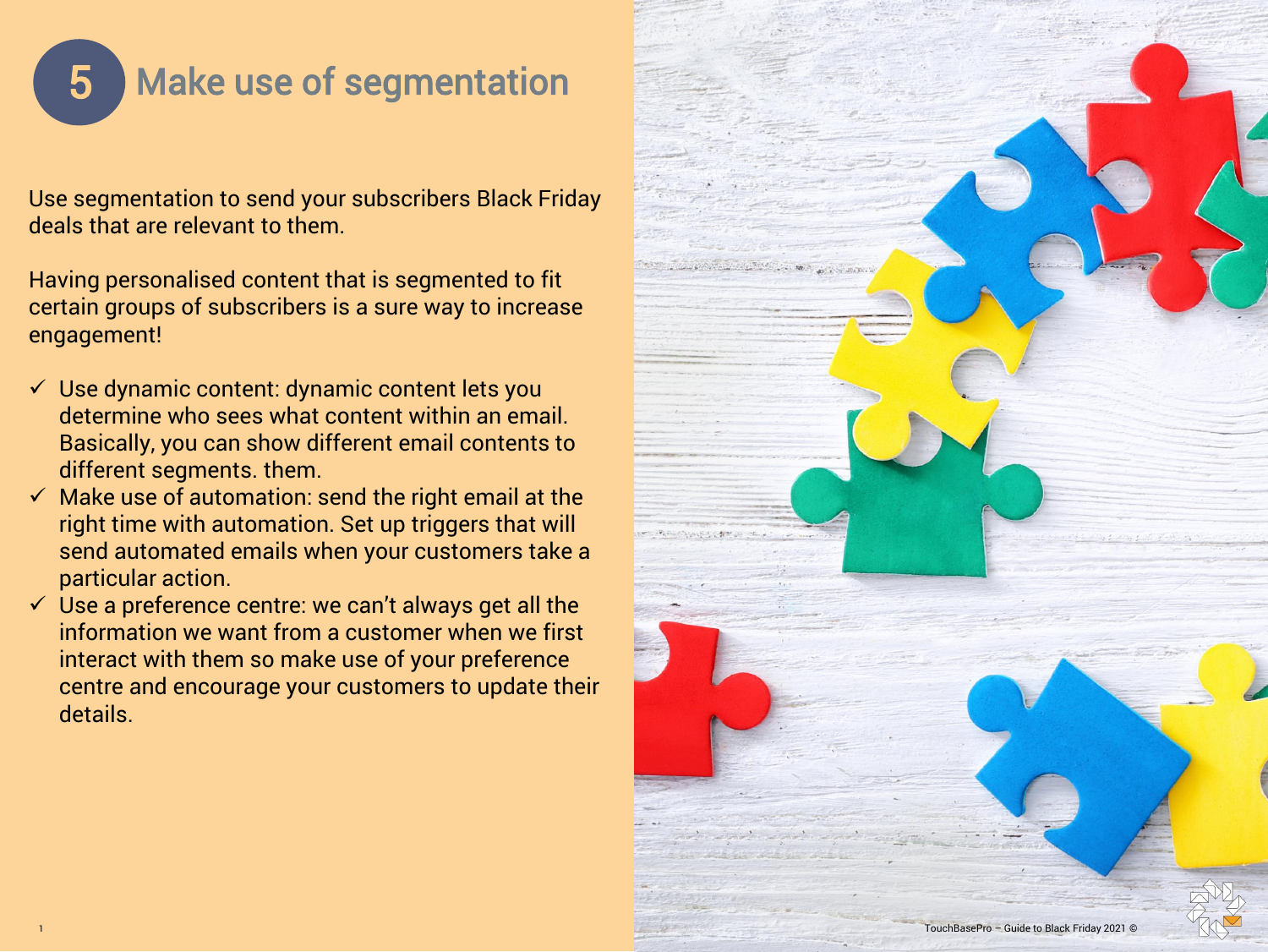# 5 Make use of segmentation

Use segmentation to send your subscribers Black Friday deals that are relevant to them.

Having personalised content that is segmented to fit certain groups of subscribers is a sure way to increase engagement!

- ✓ Use dynamic content: dynamic content lets you determine who sees what content within an email. Basically, you can show different email contents to different segments. them.
- ✓ Make use of automation: send the right email at the right time with automation. Set up triggers that will send automated emails when your customers take a particular action.
- ✓ Use a preference centre: we can't always get all the information we want from a customer when we first interact with them so make use of your preference centre and encourage your customers to update their details.